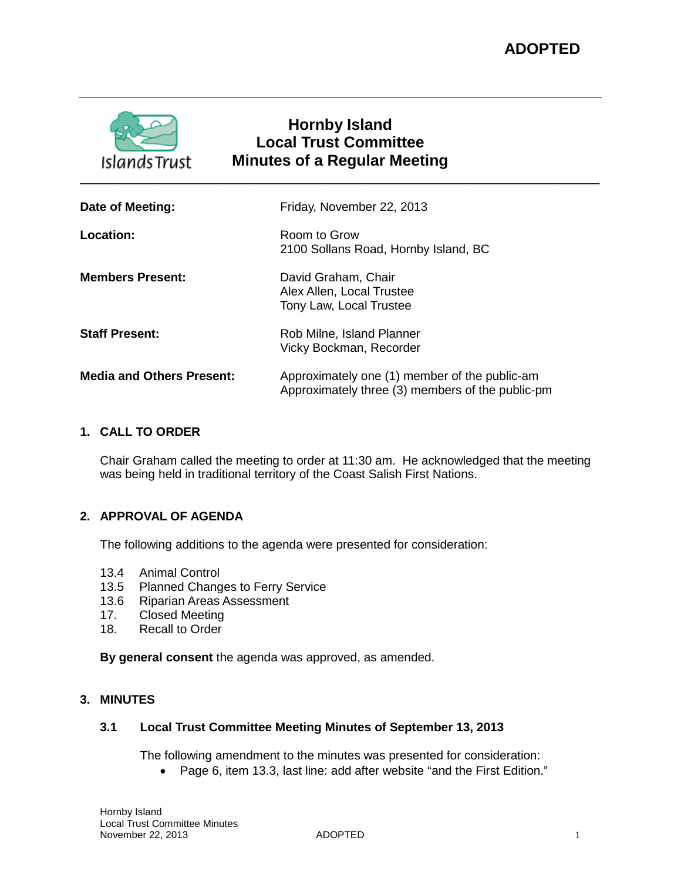**ADOPTED**

# Hornby Island
# Local Trust Committee
# Minutes of a Regular Meeting

**Date of Meeting:** Friday, November 22, 2013

**Location:** Room to Grow
2100 Sollans Road, Hornby Island, BC

**Members Present:** David Graham, Chair
Alex Allen, Local Trustee
Tony Law, Local Trustee

**Staff Present:** Rob Milne, Island Planner
Vicky Bockman, Recorder

**Media and Others Present:** Approximately one (1) member of the public-am
Approximately three (3) members of the public-pm

## 1. CALL TO ORDER

Chair Graham called the meeting to order at 11:30 am. He acknowledged that the meeting was being held in traditional territory of the Coast Salish First Nations.

## 2. APPROVAL OF AGENDA

The following additions to the agenda were presented for consideration:

13.4 Animal Control
13.5 Planned Changes to Ferry Service
13.6 Riparian Areas Assessment
17. Closed Meeting
18. Recall to Order

**By general consent** the agenda was approved, as amended.

## 3. MINUTES

### 3.1 Local Trust Committee Meeting Minutes of September 13, 2013

The following amendment to the minutes was presented for consideration:

- Page 6, item 13.3, last line: add after website "and the First Edition."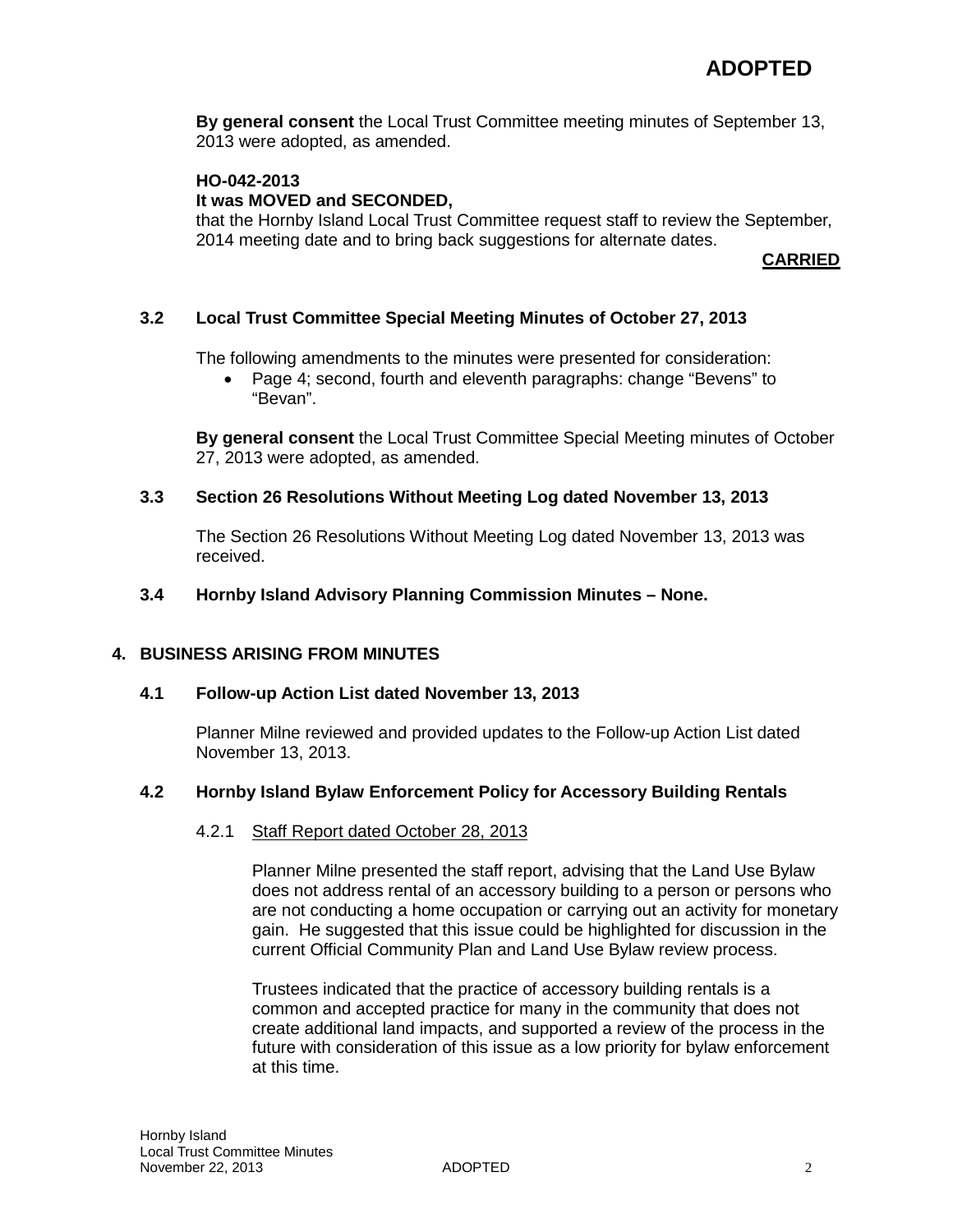**ADOPTED**

**By general consent** the Local Trust Committee meeting minutes of September 13, 2013 were adopted, as amended.

**HO-042-2013**
**It was MOVED and SECONDED,**
that the Hornby Island Local Trust Committee request staff to review the September, 2014 meeting date and to bring back suggestions for alternate dates.

**CARRIED**

### 3.2 Local Trust Committee Special Meeting Minutes of October 27, 2013

The following amendments to the minutes were presented for consideration:

- Page 4; second, fourth and eleventh paragraphs: change "Bevens" to "Bevan".

**By general consent** the Local Trust Committee Special Meeting minutes of October 27, 2013 were adopted, as amended.

### 3.3 Section 26 Resolutions Without Meeting Log dated November 13, 2013

The Section 26 Resolutions Without Meeting Log dated November 13, 2013 was received.

### 3.4 Hornby Island Advisory Planning Commission Minutes – None.

## 4. BUSINESS ARISING FROM MINUTES

### 4.1 Follow-up Action List dated November 13, 2013

Planner Milne reviewed and provided updates to the Follow-up Action List dated November 13, 2013.

### 4.2 Hornby Island Bylaw Enforcement Policy for Accessory Building Rentals

4.2.1 Staff Report dated October 28, 2013

Planner Milne presented the staff report, advising that the Land Use Bylaw does not address rental of an accessory building to a person or persons who are not conducting a home occupation or carrying out an activity for monetary gain. He suggested that this issue could be highlighted for discussion in the current Official Community Plan and Land Use Bylaw review process.

Trustees indicated that the practice of accessory building rentals is a common and accepted practice for many in the community that does not create additional land impacts, and supported a review of the process in the future with consideration of this issue as a low priority for bylaw enforcement at this time.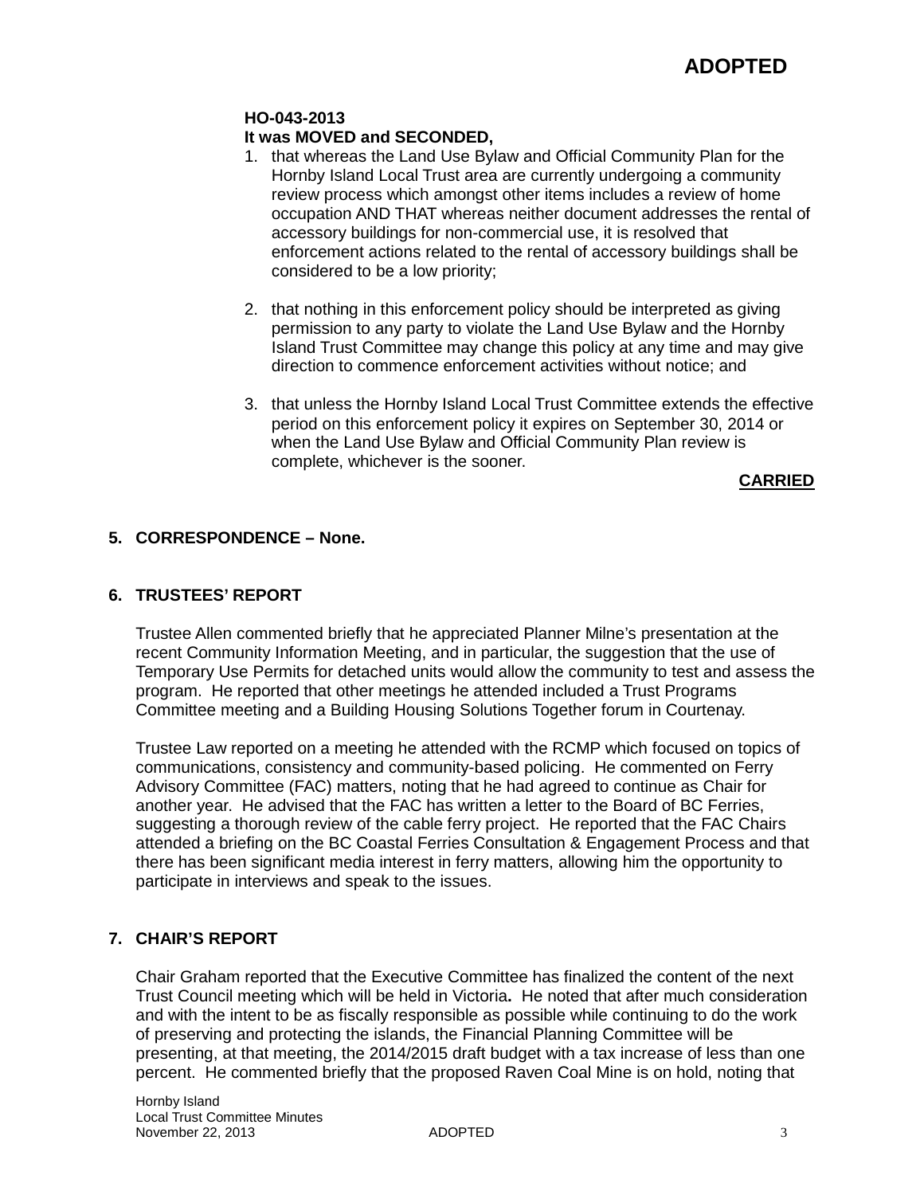**HO-043-2013**
**It was MOVED and SECONDED,**

1. that whereas the Land Use Bylaw and Official Community Plan for the Hornby Island Local Trust area are currently undergoing a community review process which amongst other items includes a review of home occupation AND THAT whereas neither document addresses the rental of accessory buildings for non-commercial use, it is resolved that enforcement actions related to the rental of accessory buildings shall be considered to be a low priority;

2. that nothing in this enforcement policy should be interpreted as giving permission to any party to violate the Land Use Bylaw and the Hornby Island Trust Committee may change this policy at any time and may give direction to commence enforcement activities without notice; and

3. that unless the Hornby Island Local Trust Committee extends the effective period on this enforcement policy it expires on September 30, 2014 or when the Land Use Bylaw and Official Community Plan review is complete, whichever is the sooner.

**CARRIED**

## 5. CORRESPONDENCE – None.

## 6. TRUSTEES' REPORT

Trustee Allen commented briefly that he appreciated Planner Milne's presentation at the recent Community Information Meeting, and in particular, the suggestion that the use of Temporary Use Permits for detached units would allow the community to test and assess the program. He reported that other meetings he attended included a Trust Programs Committee meeting and a Building Housing Solutions Together forum in Courtenay.

Trustee Law reported on a meeting he attended with the RCMP which focused on topics of communications, consistency and community-based policing. He commented on Ferry Advisory Committee (FAC) matters, noting that he had agreed to continue as Chair for another year. He advised that the FAC has written a letter to the Board of BC Ferries, suggesting a thorough review of the cable ferry project. He reported that the FAC Chairs attended a briefing on the BC Coastal Ferries Consultation & Engagement Process and that there has been significant media interest in ferry matters, allowing him the opportunity to participate in interviews and speak to the issues.

## 7. CHAIR'S REPORT

Chair Graham reported that the Executive Committee has finalized the content of the next Trust Council meeting which will be held in Victoria**.** He noted that after much consideration and with the intent to be as fiscally responsible as possible while continuing to do the work of preserving and protecting the islands, the Financial Planning Committee will be presenting, at that meeting, the 2014/2015 draft budget with a tax increase of less than one percent. He commented briefly that the proposed Raven Coal Mine is on hold, noting that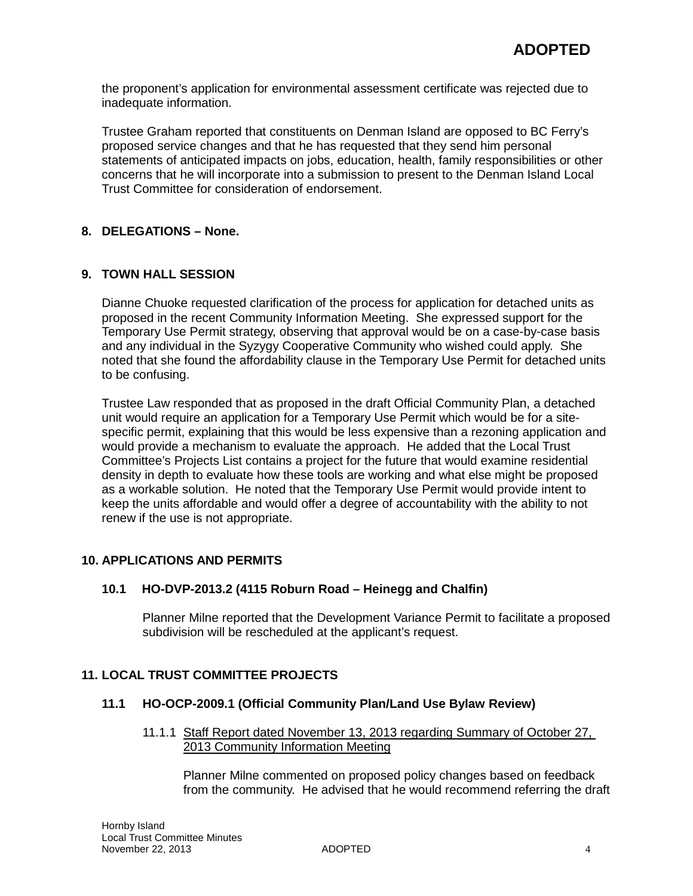the proponent's application for environmental assessment certificate was rejected due to inadequate information.

Trustee Graham reported that constituents on Denman Island are opposed to BC Ferry's proposed service changes and that he has requested that they send him personal statements of anticipated impacts on jobs, education, health, family responsibilities or other concerns that he will incorporate into a submission to present to the Denman Island Local Trust Committee for consideration of endorsement.

## 8. DELEGATIONS – None.

## 9. TOWN HALL SESSION

Dianne Chuoke requested clarification of the process for application for detached units as proposed in the recent Community Information Meeting. She expressed support for the Temporary Use Permit strategy, observing that approval would be on a case-by-case basis and any individual in the Syzygy Cooperative Community who wished could apply. She noted that she found the affordability clause in the Temporary Use Permit for detached units to be confusing.

Trustee Law responded that as proposed in the draft Official Community Plan, a detached unit would require an application for a Temporary Use Permit which would be for a site-specific permit, explaining that this would be less expensive than a rezoning application and would provide a mechanism to evaluate the approach. He added that the Local Trust Committee's Projects List contains a project for the future that would examine residential density in depth to evaluate how these tools are working and what else might be proposed as a workable solution. He noted that the Temporary Use Permit would provide intent to keep the units affordable and would offer a degree of accountability with the ability to not renew if the use is not appropriate.

## 10. APPLICATIONS AND PERMITS

### 10.1 HO-DVP-2013.2 (4115 Roburn Road – Heinegg and Chalfin)

Planner Milne reported that the Development Variance Permit to facilitate a proposed subdivision will be rescheduled at the applicant's request.

## 11. LOCAL TRUST COMMITTEE PROJECTS

### 11.1 HO-OCP-2009.1 (Official Community Plan/Land Use Bylaw Review)

11.1.1 Staff Report dated November 13, 2013 regarding Summary of October 27, 2013 Community Information Meeting

Planner Milne commented on proposed policy changes based on feedback from the community. He advised that he would recommend referring the draft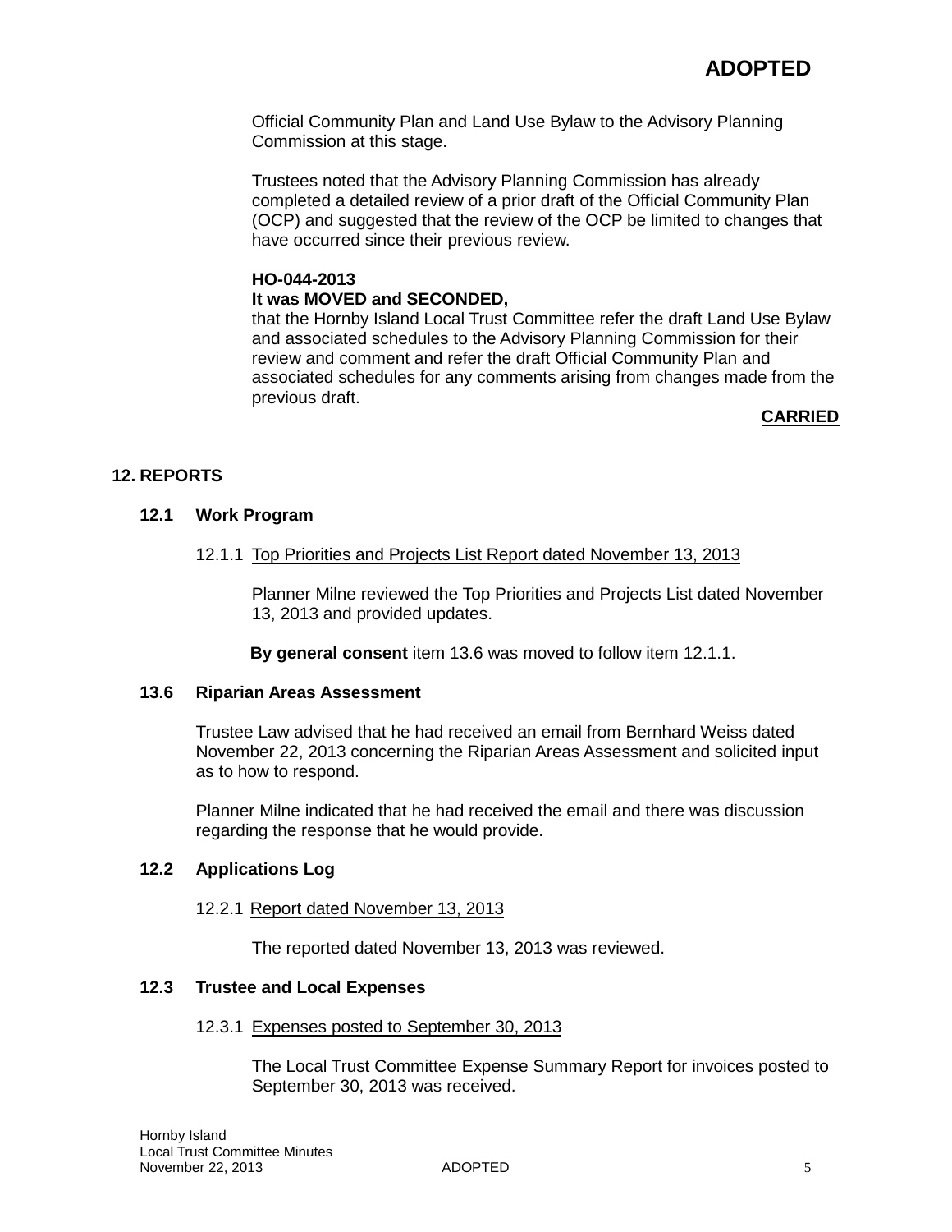**ADOPTED**

Official Community Plan and Land Use Bylaw to the Advisory Planning Commission at this stage.

Trustees noted that the Advisory Planning Commission has already completed a detailed review of a prior draft of the Official Community Plan (OCP) and suggested that the review of the OCP be limited to changes that have occurred since their previous review.

**HO-044-2013**
**It was MOVED and SECONDED,**
that the Hornby Island Local Trust Committee refer the draft Land Use Bylaw and associated schedules to the Advisory Planning Commission for their review and comment and refer the draft Official Community Plan and associated schedules for any comments arising from changes made from the previous draft.

**CARRIED**

## 12. REPORTS

### 12.1 Work Program

12.1.1 Top Priorities and Projects List Report dated November 13, 2013

Planner Milne reviewed the Top Priorities and Projects List dated November 13, 2013 and provided updates.

**By general consent** item 13.6 was moved to follow item 12.1.1.

### 13.6 Riparian Areas Assessment

Trustee Law advised that he had received an email from Bernhard Weiss dated November 22, 2013 concerning the Riparian Areas Assessment and solicited input as to how to respond.

Planner Milne indicated that he had received the email and there was discussion regarding the response that he would provide.

### 12.2 Applications Log

12.2.1 Report dated November 13, 2013

The reported dated November 13, 2013 was reviewed.

### 12.3 Trustee and Local Expenses

12.3.1 Expenses posted to September 30, 2013

The Local Trust Committee Expense Summary Report for invoices posted to September 30, 2013 was received.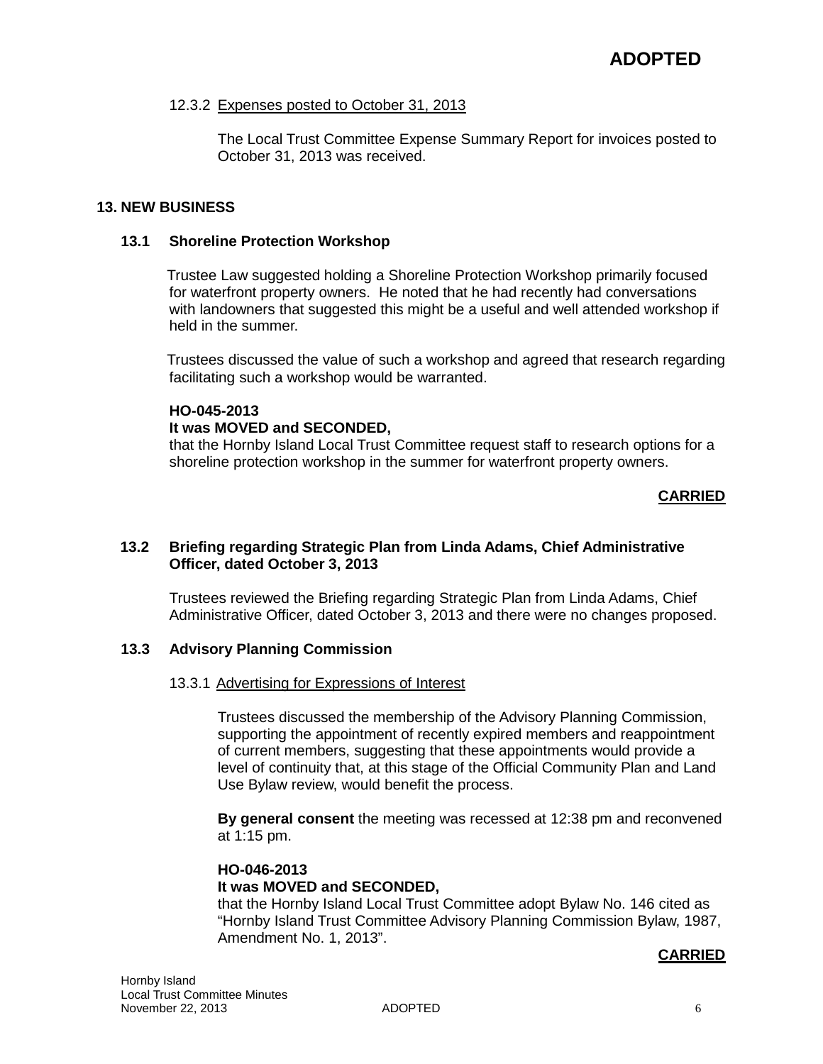**ADOPTED**

12.3.2 Expenses posted to October 31, 2013

The Local Trust Committee Expense Summary Report for invoices posted to October 31, 2013 was received.

## 13. NEW BUSINESS

### 13.1 Shoreline Protection Workshop

Trustee Law suggested holding a Shoreline Protection Workshop primarily focused for waterfront property owners. He noted that he had recently had conversations with landowners that suggested this might be a useful and well attended workshop if held in the summer.

Trustees discussed the value of such a workshop and agreed that research regarding facilitating such a workshop would be warranted.

**HO-045-2013**
**It was MOVED and SECONDED,**
that the Hornby Island Local Trust Committee request staff to research options for a shoreline protection workshop in the summer for waterfront property owners.

**CARRIED**

### 13.2 Briefing regarding Strategic Plan from Linda Adams, Chief Administrative Officer, dated October 3, 2013

Trustees reviewed the Briefing regarding Strategic Plan from Linda Adams, Chief Administrative Officer, dated October 3, 2013 and there were no changes proposed.

### 13.3 Advisory Planning Commission

13.3.1 Advertising for Expressions of Interest

Trustees discussed the membership of the Advisory Planning Commission, supporting the appointment of recently expired members and reappointment of current members, suggesting that these appointments would provide a level of continuity that, at this stage of the Official Community Plan and Land Use Bylaw review, would benefit the process.

**By general consent** the meeting was recessed at 12:38 pm and reconvened at 1:15 pm.

**HO-046-2013**
**It was MOVED and SECONDED,**
that the Hornby Island Local Trust Committee adopt Bylaw No. 146 cited as "Hornby Island Trust Committee Advisory Planning Commission Bylaw, 1987, Amendment No. 1, 2013".

**CARRIED**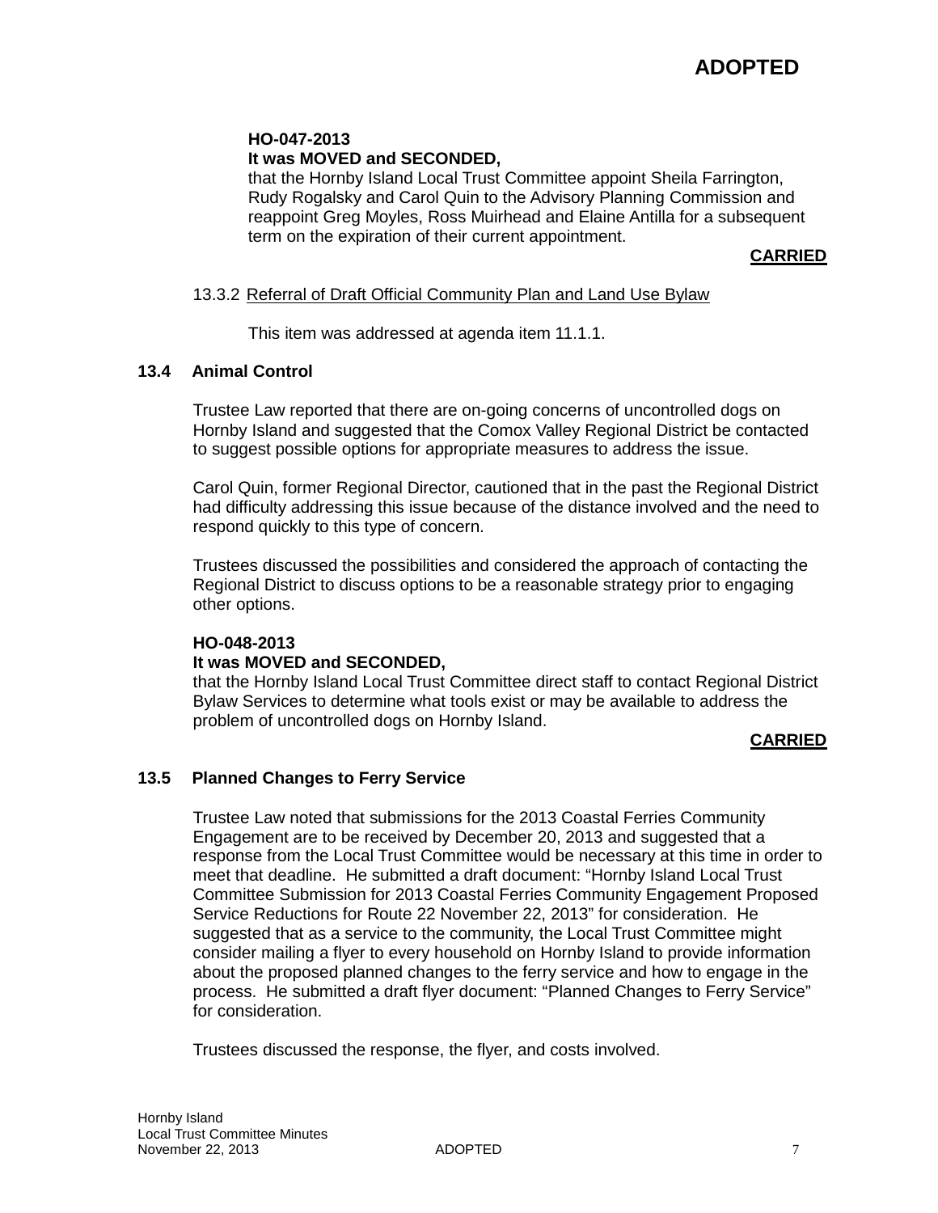**ADOPTED**

**HO-047-2013**
**It was MOVED and SECONDED,**
that the Hornby Island Local Trust Committee appoint Sheila Farrington, Rudy Rogalsky and Carol Quin to the Advisory Planning Commission and reappoint Greg Moyles, Ross Muirhead and Elaine Antilla for a subsequent term on the expiration of their current appointment.

**CARRIED**

13.3.2 Referral of Draft Official Community Plan and Land Use Bylaw

This item was addressed at agenda item 11.1.1.

### 13.4 Animal Control

Trustee Law reported that there are on-going concerns of uncontrolled dogs on Hornby Island and suggested that the Comox Valley Regional District be contacted to suggest possible options for appropriate measures to address the issue.

Carol Quin, former Regional Director, cautioned that in the past the Regional District had difficulty addressing this issue because of the distance involved and the need to respond quickly to this type of concern.

Trustees discussed the possibilities and considered the approach of contacting the Regional District to discuss options to be a reasonable strategy prior to engaging other options.

**HO-048-2013**
**It was MOVED and SECONDED,**
that the Hornby Island Local Trust Committee direct staff to contact Regional District Bylaw Services to determine what tools exist or may be available to address the problem of uncontrolled dogs on Hornby Island.

**CARRIED**

### 13.5 Planned Changes to Ferry Service

Trustee Law noted that submissions for the 2013 Coastal Ferries Community Engagement are to be received by December 20, 2013 and suggested that a response from the Local Trust Committee would be necessary at this time in order to meet that deadline. He submitted a draft document: "Hornby Island Local Trust Committee Submission for 2013 Coastal Ferries Community Engagement Proposed Service Reductions for Route 22 November 22, 2013" for consideration. He suggested that as a service to the community, the Local Trust Committee might consider mailing a flyer to every household on Hornby Island to provide information about the proposed planned changes to the ferry service and how to engage in the process. He submitted a draft flyer document: "Planned Changes to Ferry Service" for consideration.

Trustees discussed the response, the flyer, and costs involved.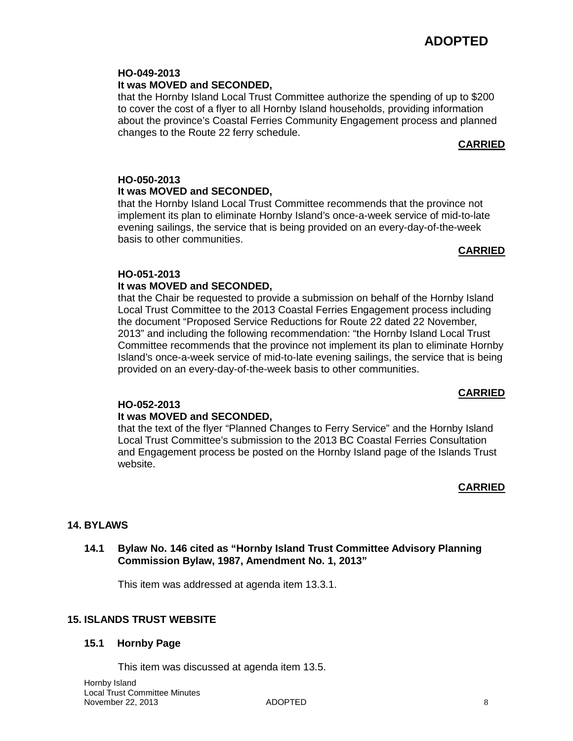**ADOPTED**

**HO-049-2013**
**It was MOVED and SECONDED,**
that the Hornby Island Local Trust Committee authorize the spending of up to $200 to cover the cost of a flyer to all Hornby Island households, providing information about the province's Coastal Ferries Community Engagement process and planned changes to the Route 22 ferry schedule.

**CARRIED**

**HO-050-2013**
**It was MOVED and SECONDED,**
that the Hornby Island Local Trust Committee recommends that the province not implement its plan to eliminate Hornby Island's once-a-week service of mid-to-late evening sailings, the service that is being provided on an every-day-of-the-week basis to other communities.

**CARRIED**

**HO-051-2013**
**It was MOVED and SECONDED,**
that the Chair be requested to provide a submission on behalf of the Hornby Island Local Trust Committee to the 2013 Coastal Ferries Engagement process including the document "Proposed Service Reductions for Route 22 dated 22 November, 2013" and including the following recommendation: "the Hornby Island Local Trust Committee recommends that the province not implement its plan to eliminate Hornby Island's once-a-week service of mid-to-late evening sailings, the service that is being provided on an every-day-of-the-week basis to other communities.

**CARRIED**

**HO-052-2013**
**It was MOVED and SECONDED,**
that the text of the flyer "Planned Changes to Ferry Service" and the Hornby Island Local Trust Committee's submission to the 2013 BC Coastal Ferries Consultation and Engagement process be posted on the Hornby Island page of the Islands Trust website.

**CARRIED**

## 14. BYLAWS

### 14.1 Bylaw No. 146 cited as "Hornby Island Trust Committee Advisory Planning Commission Bylaw, 1987, Amendment No. 1, 2013"

This item was addressed at agenda item 13.3.1.

## 15. ISLANDS TRUST WEBSITE

### 15.1 Hornby Page

This item was discussed at agenda item 13.5.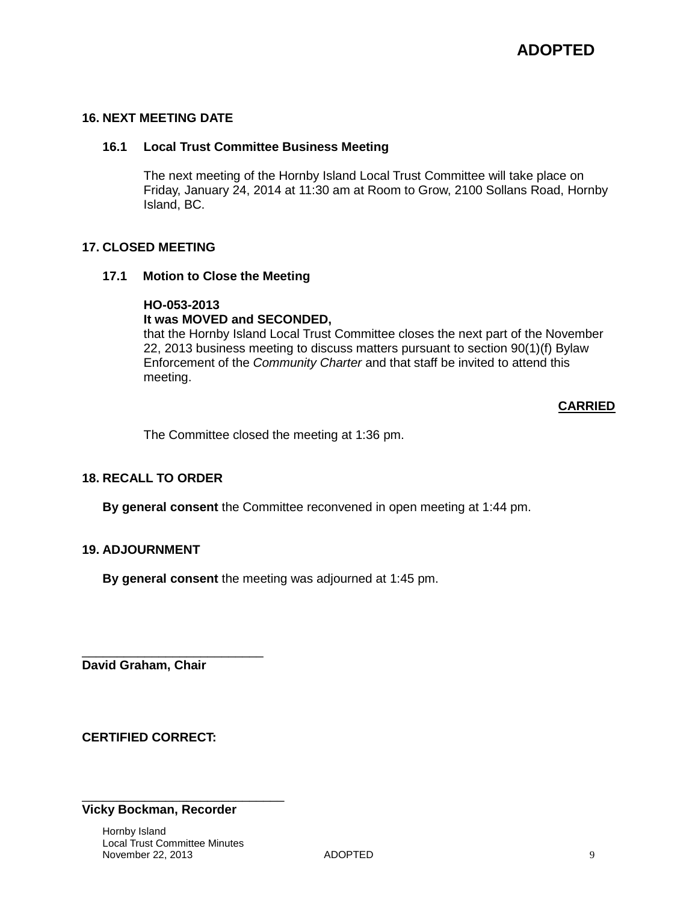**ADOPTED**

## 16. NEXT MEETING DATE

### 16.1 Local Trust Committee Business Meeting

The next meeting of the Hornby Island Local Trust Committee will take place on Friday, January 24, 2014 at 11:30 am at Room to Grow, 2100 Sollans Road, Hornby Island, BC.

## 17. CLOSED MEETING

### 17.1 Motion to Close the Meeting

**HO-053-2013**
**It was MOVED and SECONDED,**
that the Hornby Island Local Trust Committee closes the next part of the November 22, 2013 business meeting to discuss matters pursuant to section 90(1)(f) Bylaw Enforcement of the *Community Charter* and that staff be invited to attend this meeting.

**CARRIED**

The Committee closed the meeting at 1:36 pm.

## 18. RECALL TO ORDER

**By general consent** the Committee reconvened in open meeting at 1:44 pm.

## 19. ADJOURNMENT

**By general consent** the meeting was adjourned at 1:45 pm.

\_\_\_\_\_\_\_\_\_\_\_\_\_\_\_\_\_\_\_\_\_\_\_\_\_\_
**David Graham, Chair**

**CERTIFIED CORRECT:**

\_\_\_\_\_\_\_\_\_\_\_\_\_\_\_\_\_\_\_\_\_\_\_\_\_\_\_\_\_
**Vicky Bockman, Recorder**